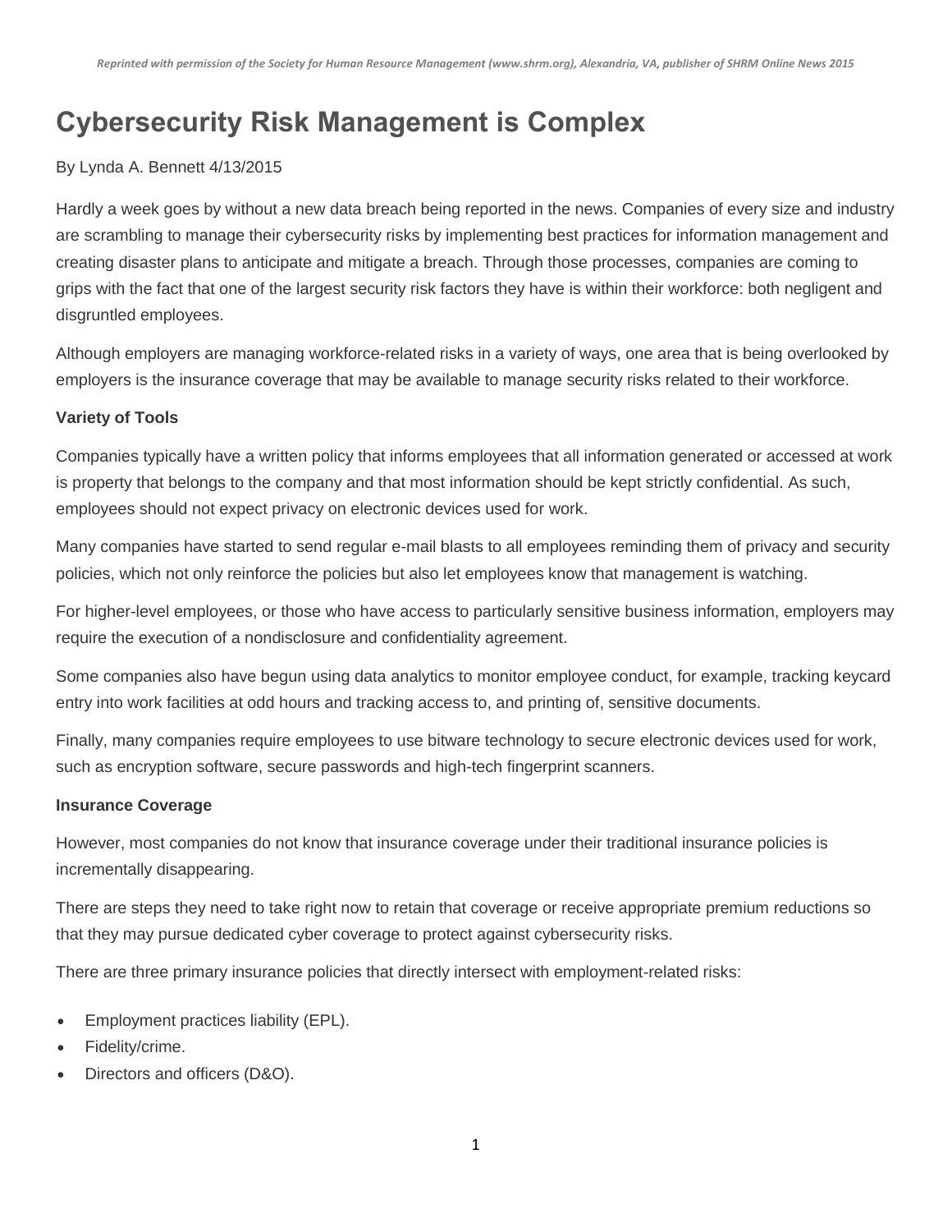*Reprinted with permission of the Society for Human Resource Management (www.shrm.org), Alexandria, VA, publisher of SHRM Online News 2015*

# Cybersecurity Risk Management is Complex

By Lynda A. Bennett 4/13/2015

Hardly a week goes by without a new data breach being reported in the news. Companies of every size and industry are scrambling to manage their cybersecurity risks by implementing best practices for information management and creating disaster plans to anticipate and mitigate a breach. Through those processes, companies are coming to grips with the fact that one of the largest security risk factors they have is within their workforce: both negligent and disgruntled employees.

Although employers are managing workforce-related risks in a variety of ways, one area that is being overlooked by employers is the insurance coverage that may be available to manage security risks related to their workforce.

**Variety of Tools**

Companies typically have a written policy that informs employees that all information generated or accessed at work is property that belongs to the company and that most information should be kept strictly confidential. As such, employees should not expect privacy on electronic devices used for work.

Many companies have started to send regular e-mail blasts to all employees reminding them of privacy and security policies, which not only reinforce the policies but also let employees know that management is watching.

For higher-level employees, or those who have access to particularly sensitive business information, employers may require the execution of a nondisclosure and confidentiality agreement.

Some companies also have begun using data analytics to monitor employee conduct, for example, tracking keycard entry into work facilities at odd hours and tracking access to, and printing of, sensitive documents.

Finally, many companies require employees to use bitware technology to secure electronic devices used for work, such as encryption software, secure passwords and high-tech fingerprint scanners.

**Insurance Coverage**

However, most companies do not know that insurance coverage under their traditional insurance policies is incrementally disappearing.

There are steps they need to take right now to retain that coverage or receive appropriate premium reductions so that they may pursue dedicated cyber coverage to protect against cybersecurity risks.

There are three primary insurance policies that directly intersect with employment-related risks:

- Employment practices liability (EPL).
- Fidelity/crime.
- Directors and officers (D&O).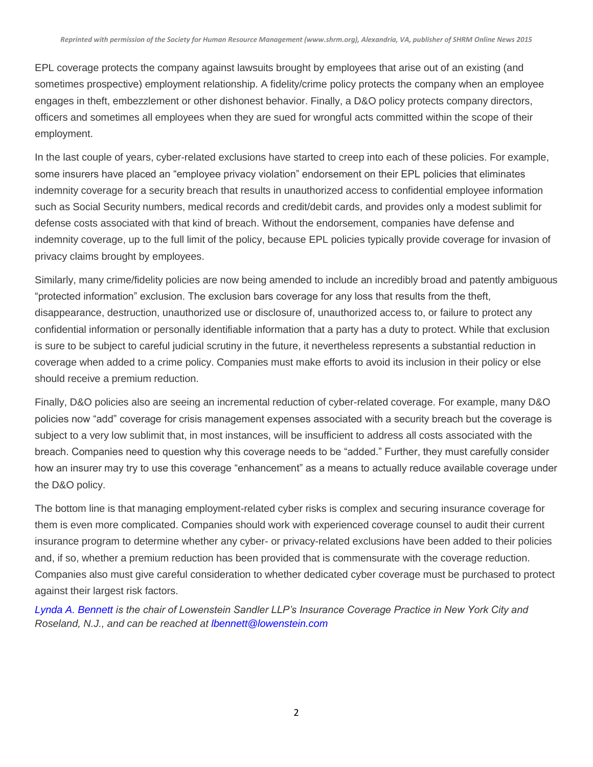EPL coverage protects the company against lawsuits brought by employees that arise out of an existing (and sometimes prospective) employment relationship. A fidelity/crime policy protects the company when an employee engages in theft, embezzlement or other dishonest behavior. Finally, a D&O policy protects company directors, officers and sometimes all employees when they are sued for wrongful acts committed within the scope of their employment.

In the last couple of years, cyber-related exclusions have started to creep into each of these policies. For example, some insurers have placed an "employee privacy violation" endorsement on their EPL policies that eliminates indemnity coverage for a security breach that results in unauthorized access to confidential employee information such as Social Security numbers, medical records and credit/debit cards, and provides only a modest sublimit for defense costs associated with that kind of breach. Without the endorsement, companies have defense and indemnity coverage, up to the full limit of the policy, because EPL policies typically provide coverage for invasion of privacy claims brought by employees.

Similarly, many crime/fidelity policies are now being amended to include an incredibly broad and patently ambiguous "protected information" exclusion. The exclusion bars coverage for any loss that results from the theft, disappearance, destruction, unauthorized use or disclosure of, unauthorized access to, or failure to protect any confidential information or personally identifiable information that a party has a duty to protect. While that exclusion is sure to be subject to careful judicial scrutiny in the future, it nevertheless represents a substantial reduction in coverage when added to a crime policy. Companies must make efforts to avoid its inclusion in their policy or else should receive a premium reduction.

Finally, D&O policies also are seeing an incremental reduction of cyber-related coverage. For example, many D&O policies now "add" coverage for crisis management expenses associated with a security breach but the coverage is subject to a very low sublimit that, in most instances, will be insufficient to address all costs associated with the breach. Companies need to question why this coverage needs to be "added." Further, they must carefully consider how an insurer may try to use this coverage "enhancement" as a means to actually reduce available coverage under the D&O policy.

The bottom line is that managing employment-related cyber risks is complex and securing insurance coverage for them is even more complicated. Companies should work with experienced coverage counsel to audit their current insurance program to determine whether any cyber- or privacy-related exclusions have been added to their policies and, if so, whether a premium reduction has been provided that is commensurate with the coverage reduction. Companies also must give careful consideration to whether dedicated cyber coverage must be purchased to protect against their largest risk factors.

*Lynda A. Bennett is the chair of Lowenstein Sandler LLP's Insurance Coverage Practice in New York City and Roseland, N.J., and can be reached at lbennett@lowenstein.com*